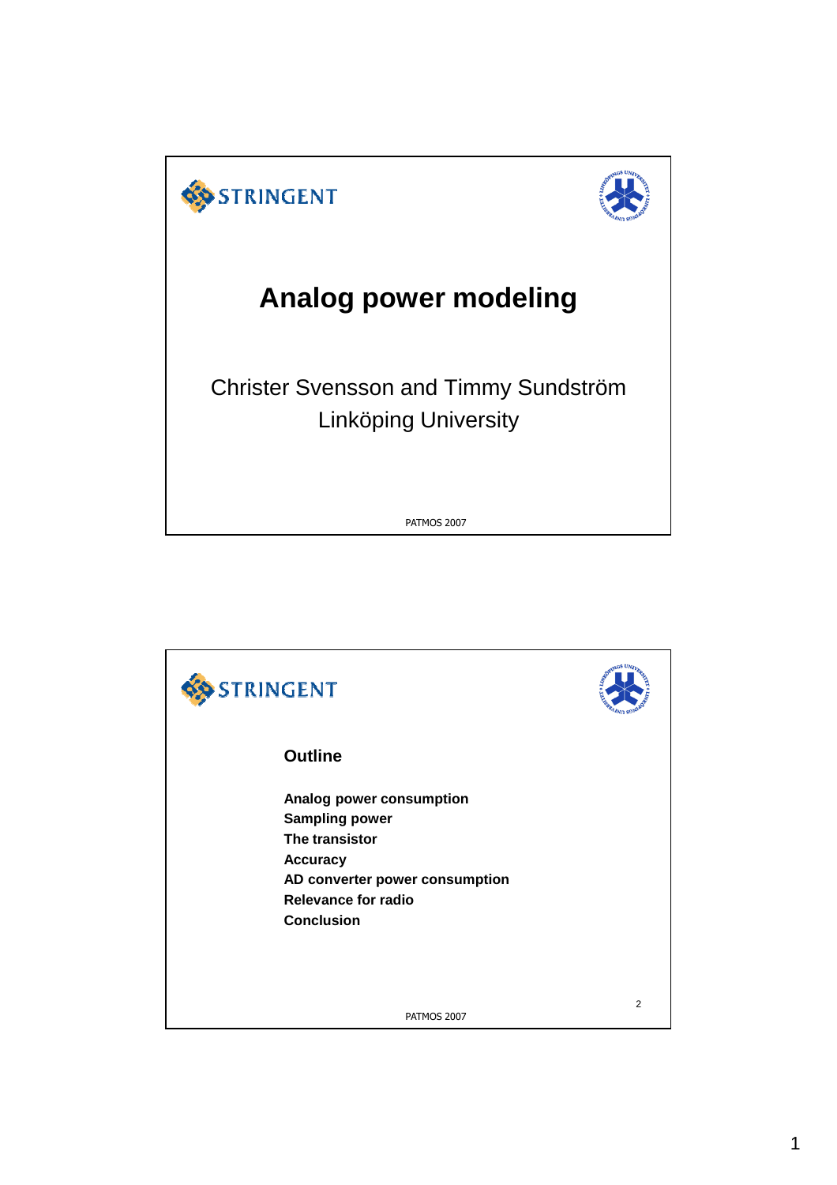STRINGENT

# Analog power modeling

Christer Svensson and Timmy Sundström
Linköping University

PATMOS 2007

---

STRINGENT

## Outline

**Analog power consumption**
**Sampling power**
**The transistor**
**Accuracy**
**AD converter power consumption**
**Relevance for radio**
**Conclusion**

PATMOS 2007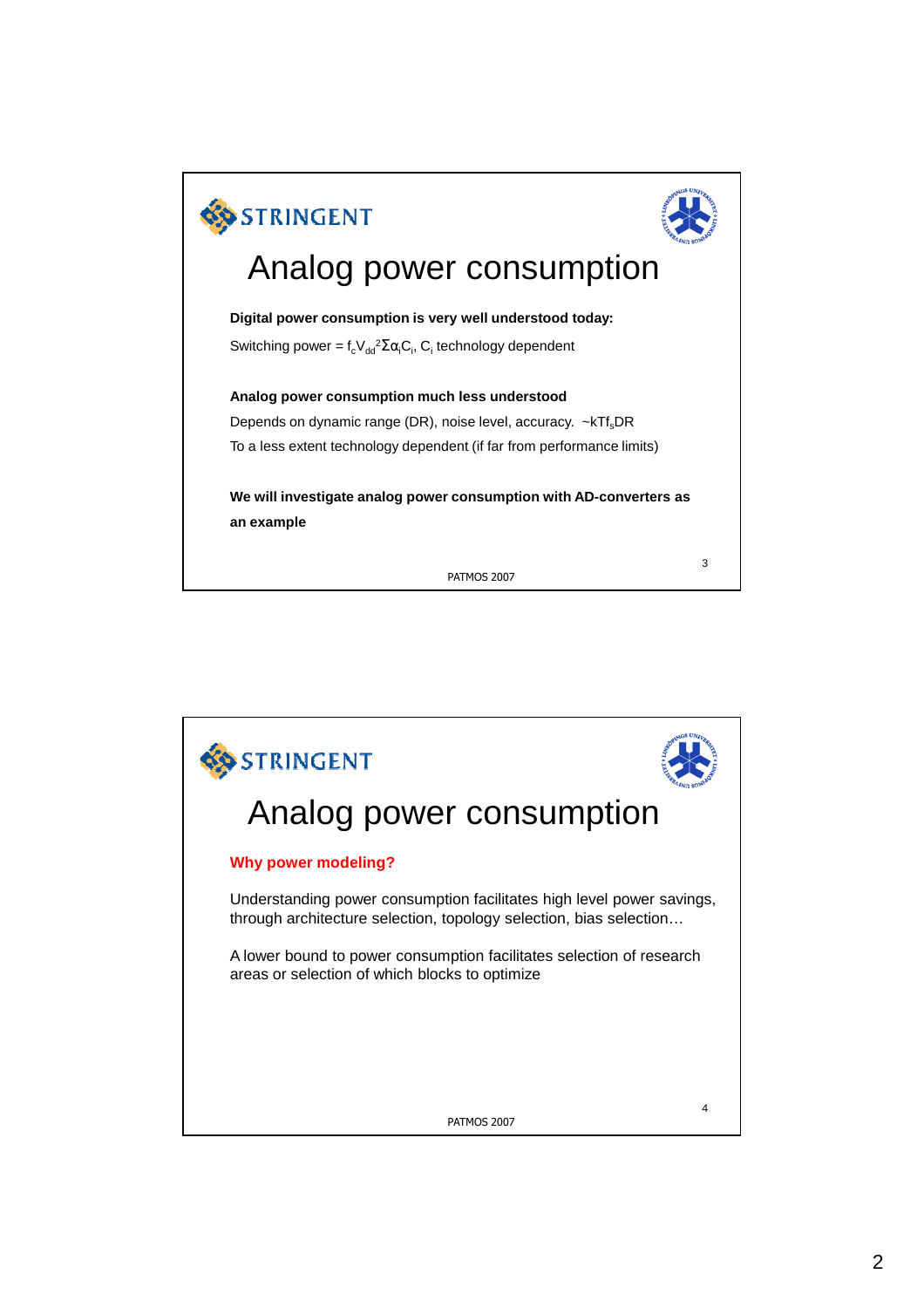# Analog power consumption

**Digital power consumption is very well understood today:**

Switching power = $f_c V_{dd}^2 \Sigma \alpha_i C_i$, $C_i$ technology dependent

**Analog power consumption much less understood**

Depends on dynamic range (DR), noise level, accuracy. ~$kTf_s DR$

To a less extent technology dependent (if far from performance limits)

**We will investigate analog power consumption with AD-converters as an example**

# Analog power consumption

**Why power modeling?**

Understanding power consumption facilitates high level power savings, through architecture selection, topology selection, bias selection…

A lower bound to power consumption facilitates selection of research areas or selection of which blocks to optimize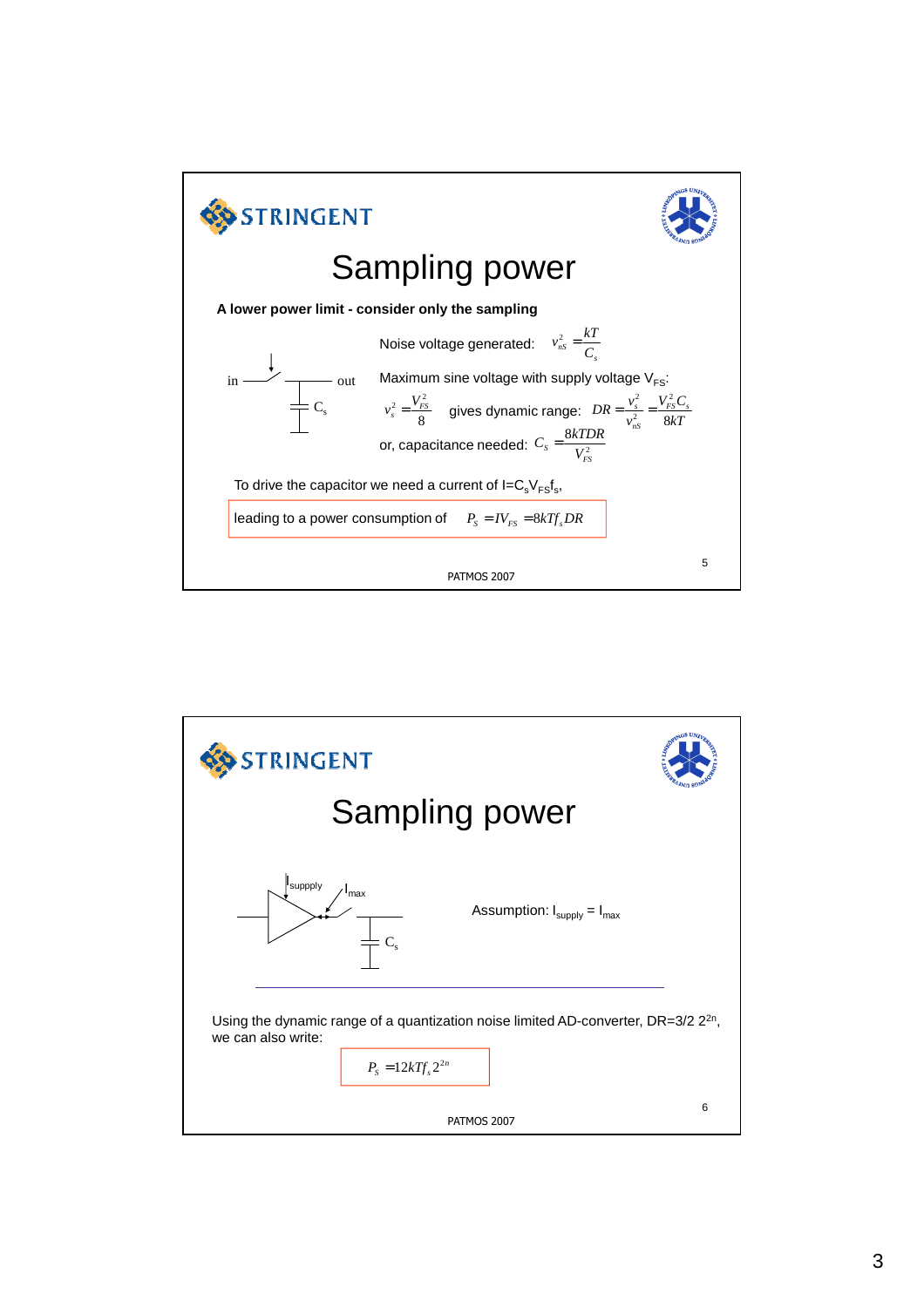# Sampling power

**A lower power limit - consider only the sampling**

Noise voltage generated: $v_{nS}^2 = \frac{kT}{C_s}$

Maximum sine voltage with supply voltage $V_{FS}$:

$v_s^2 = \frac{V_{FS}^2}{8}$ gives dynamic range: $DR = \frac{v_s^2}{v_{nS}^2} = \frac{V_{FS}^2 C_s}{8kT}$

or, capacitance needed: $C_S = \frac{8kTDR}{V_{FS}^2}$

in — out, $C_s$

To drive the capacitor we need a current of $I = C_s V_{FS} f_s$,

leading to a power consumption of $P_S = IV_{FS} = 8kTf_s DR$

PATMOS 2007

# Sampling power

$I_{suppply}$, $I_{max}$, $C_s$

Assumption: $I_{supply} = I_{max}$

Using the dynamic range of a quantization noise limited AD-converter, $DR = 3/2\ 2^{2n}$, we can also write:

$P_S = 12kTf_s 2^{2n}$

PATMOS 2007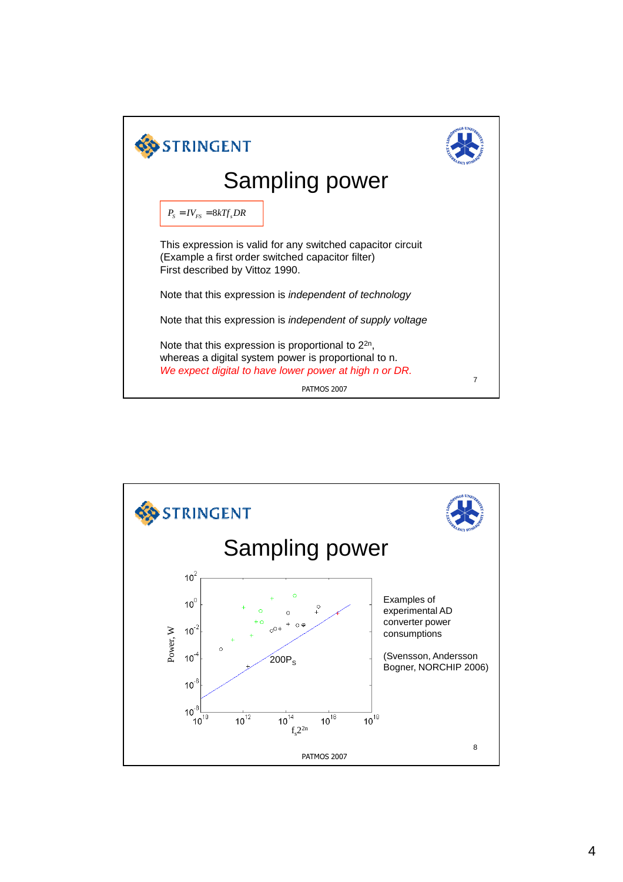## Sampling power

$$P_S = IV_{FS} = 8kTf_s DR$$

This expression is valid for any switched capacitor circuit (Example a first order switched capacitor filter)
First described by Vittoz 1990.

Note that this expression is *independent of technology*

Note that this expression is *independent of supply voltage*

Note that this expression is proportional to $2^{2n}$, whereas a digital system power is proportional to n.
*We expect digital to have lower power at high n or DR.*

PATMOS 2007

## Sampling power

Power, W (y-axis: $10^{-8}$ to $10^{2}$); $f_s 2^{2n}$ (x-axis: $10^{10}$ to $10^{18}$); line labeled $200P_S$

Examples of experimental AD converter power consumptions

(Svensson, Andersson Bogner, NORCHIP 2006)

PATMOS 2007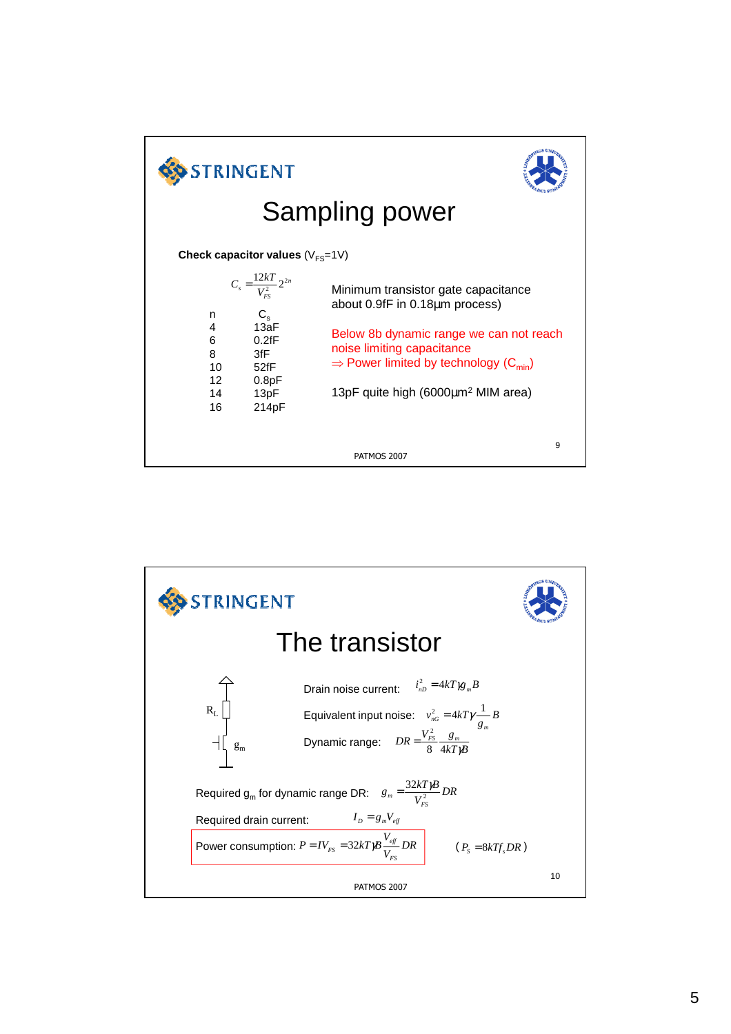# Sampling power

**Check capacitor values** ($V_{FS}$=1V)

$$C_s = \frac{12kT}{V_{FS}^2} 2^{2n}$$

| n | $C_s$ |
|---|---|
| 4 | 13aF |
| 6 | 0.2fF |
| 8 | 3fF |
| 10 | 52fF |
| 12 | 0.8pF |
| 14 | 13pF |
| 16 | 214pF |

Minimum transistor gate capacitance about 0.9fF in 0.18µm process)

Below 8b dynamic range we can not reach noise limiting capacitance
⇒ Power limited by technology ($C_{min}$)

13pF quite high (6000µm² MIM area)

PATMOS 2007

# The transistor

$R_L$, $g_m$

Drain noise current: $i_{nD}^2 = 4kT\gamma g_m B$

Equivalent input noise: $v_{nG}^2 = 4kT\gamma \frac{1}{g_m} B$

Dynamic range: $DR = \frac{V_{FS}^2}{8} \frac{g_m}{4kT\gamma B}$

Required $g_m$ for dynamic range DR: $g_m = \frac{32kT\gamma B}{V_{FS}^2} DR$

Required drain current: $I_D = g_m V_{eff}$

Power consumption: $P = IV_{FS} = 32kT\gamma B \frac{V_{eff}}{V_{FS}} DR$ $\quad$ ($P_s = 8kTf_s DR$)

PATMOS 2007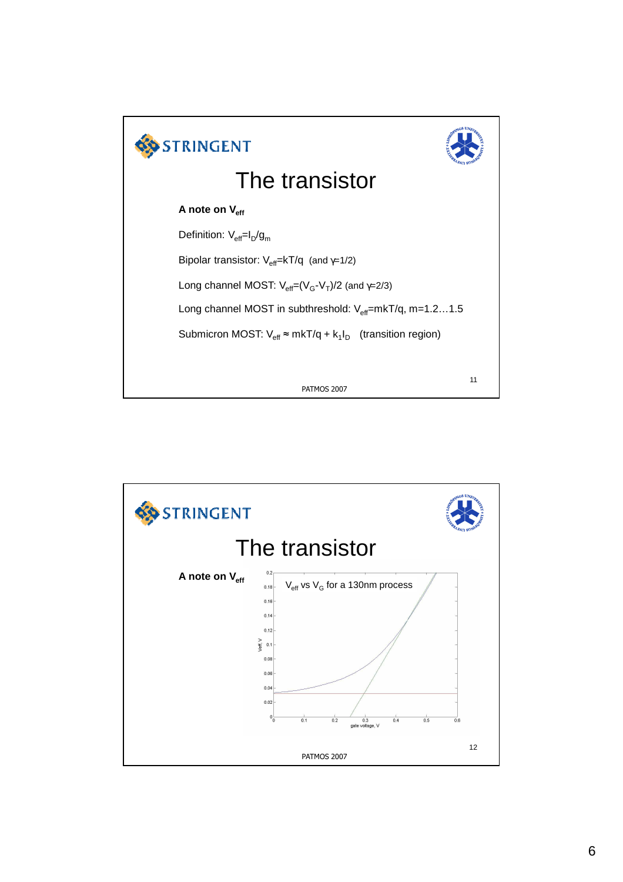# The transistor

**A note on $V_{eff}$**

Definition: $V_{eff}=I_D/g_m$

Bipolar transistor: $V_{eff}=kT/q$ (and $\gamma=1/2$)

Long channel MOST: $V_{eff}=(V_G-V_T)/2$ (and $\gamma=2/3$)

Long channel MOST in subthreshold: $V_{eff}=mkT/q$, m=1.2…1.5

Submicron MOST: $V_{eff} \approx mkT/q + k_1 I_D$ (transition region)

---

# The transistor

**A note on $V_{eff}$**

$V_{eff}$ vs $V_G$ for a 130nm process

(Plot: y-axis "Veff, V" from 0 to 0.2; x-axis "gate voltage, V" from 0 to 0.6)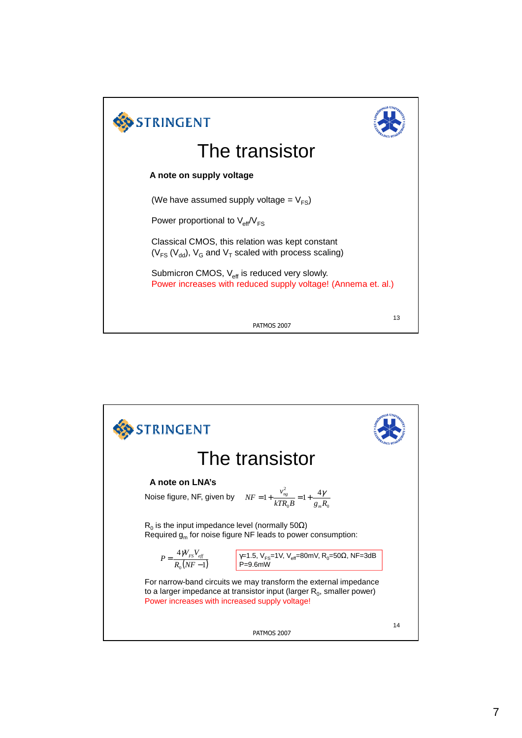# The transistor

**A note on supply voltage**

(We have assumed supply voltage = $V_{FS}$)

Power proportional to $V_{eff}/V_{FS}$

Classical CMOS, this relation was kept constant ($V_{FS}$ ($V_{dd}$), $V_G$ and $V_T$ scaled with process scaling)

Submicron CMOS, $V_{eff}$ is reduced very slowly.
Power increases with reduced supply voltage! (Annema et. al.)

# The transistor

**A note on LNA's**

Noise figure, NF, given by $NF = 1 + \frac{v_{ng}^2}{kTR_0B} = 1 + \frac{4\gamma}{g_m R_0}$

$R_0$ is the input impedance level (normally 50Ω)
Required $g_m$ for noise figure NF leads to power consumption:

$$P = \frac{4\gamma V_{FS} V_{eff}}{R_0 (NF - 1)}$$

$\gamma$=1.5, $V_{FS}$=1V, $V_{eff}$=80mV, $R_0$=50Ω, NF=3dB
P=9.6mW

For narrow-band circuits we may transform the external impedance to a larger impedance at transistor input (larger $R_0$, smaller power)
Power increases with increased supply voltage!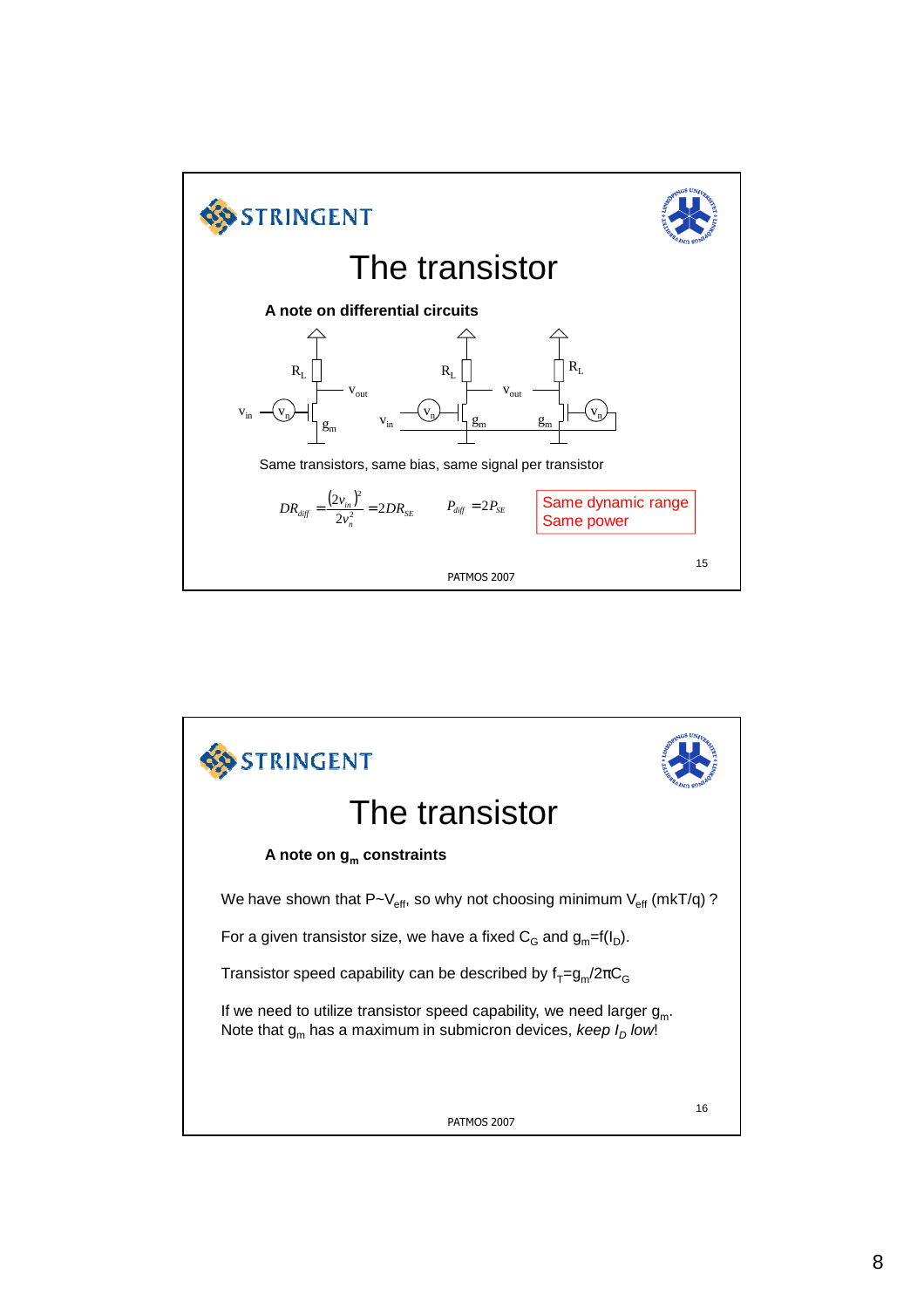# The transistor

**A note on differential circuits**

Same transistors, same bias, same signal per transistor

$$DR_{diff} = \frac{(2v_{in})^2}{2v_n^2} = 2DR_{SE} \qquad P_{diff} = 2P_{SE}$$

Same dynamic range
Same power

# The transistor

**A note on $g_m$ constraints**

We have shown that $P \sim V_{eff}$, so why not choosing minimum $V_{eff}$ (mkT/q) ?

For a given transistor size, we have a fixed $C_G$ and $g_m = f(I_D)$.

Transistor speed capability can be described by $f_T = g_m / 2\pi C_G$

If we need to utilize transistor speed capability, we need larger $g_m$.
Note that $g_m$ has a maximum in submicron devices, *keep $I_D$ low*!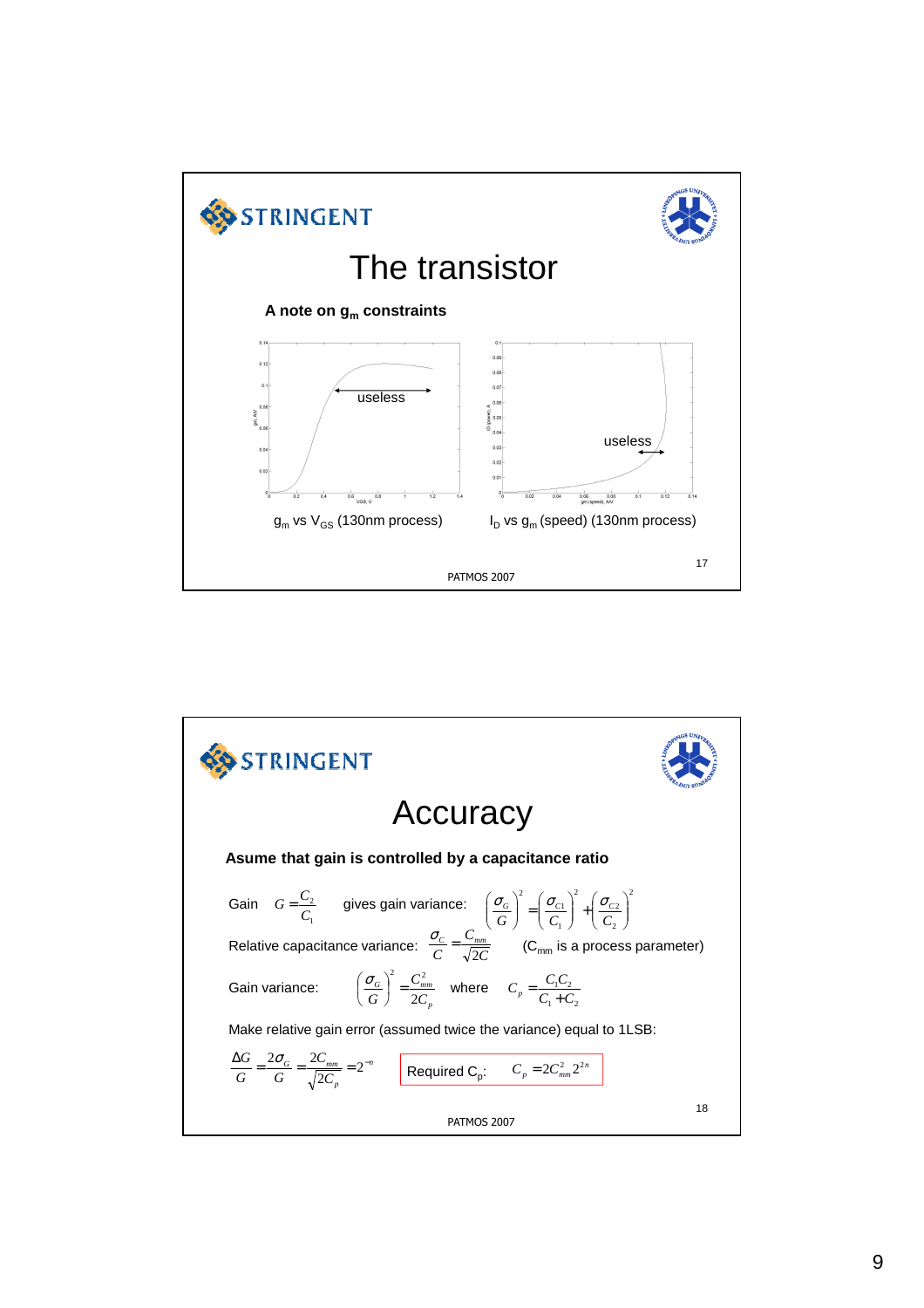## The transistor

**A note on $g_m$ constraints**

useless

$g_m$ vs $V_{GS}$ (130nm process)

useless

$I_D$ vs $g_m$ (speed) (130nm process)

PATMOS 2007

## Accuracy

**Asume that gain is controlled by a capacitance ratio**

Gain $G = \frac{C_2}{C_1}$ gives gain variance: $\left(\frac{\sigma_G}{G}\right)^2 = \left(\frac{\sigma_{C1}}{C_1}\right)^2 + \left(\frac{\sigma_{C2}}{C_2}\right)^2$

Relative capacitance variance: $\frac{\sigma_C}{C} = \frac{C_{mm}}{\sqrt{2C}}$ ($C_{mm}$ is a process parameter)

Gain variance: $\left(\frac{\sigma_G}{G}\right)^2 = \frac{C_{mm}^2}{2C_p}$ where $C_p = \frac{C_1 C_2}{C_1 + C_2}$

Make relative gain error (assumed twice the variance) equal to 1LSB:

$$\frac{\Delta G}{G} = \frac{2\sigma_G}{G} = \frac{2C_{mm}}{\sqrt{2C_p}} = 2^{-n}$$

Required $C_p$: $C_p = 2C_{mm}^2 2^{2n}$

PATMOS 2007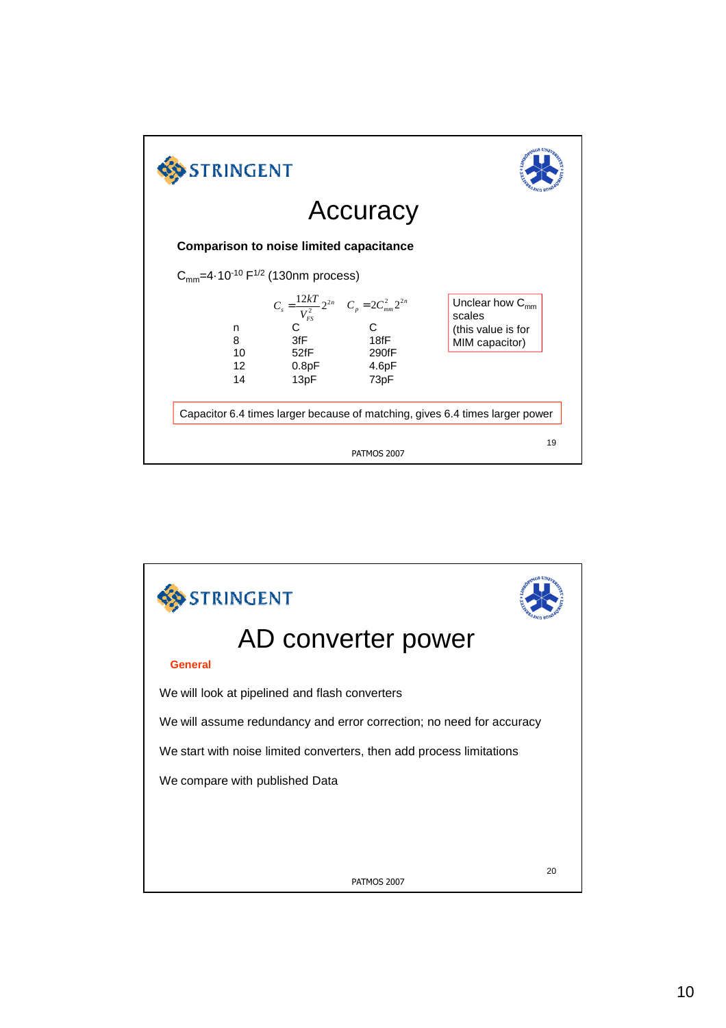# Accuracy

**Comparison to noise limited capacitance**

$C_{mm}=4\cdot10^{-10}$ $F^{1/2}$ (130nm process)

$$C_s = \frac{12kT}{V_{FS}^2} 2^{2n} \qquad C_p = 2C_{mm}^2 2^{2n}$$

| n | C | C |
|---|---|---|
| 8 | 3fF | 18fF |
| 10 | 52fF | 290fF |
| 12 | 0.8pF | 4.6pF |
| 14 | 13pF | 73pF |

Unclear how $C_{mm}$ scales (this value is for MIM capacitor)

Capacitor 6.4 times larger because of matching, gives 6.4 times larger power

# AD converter power

**General**

We will look at pipelined and flash converters

We will assume redundancy and error correction; no need for accuracy

We start with noise limited converters, then add process limitations

We compare with published Data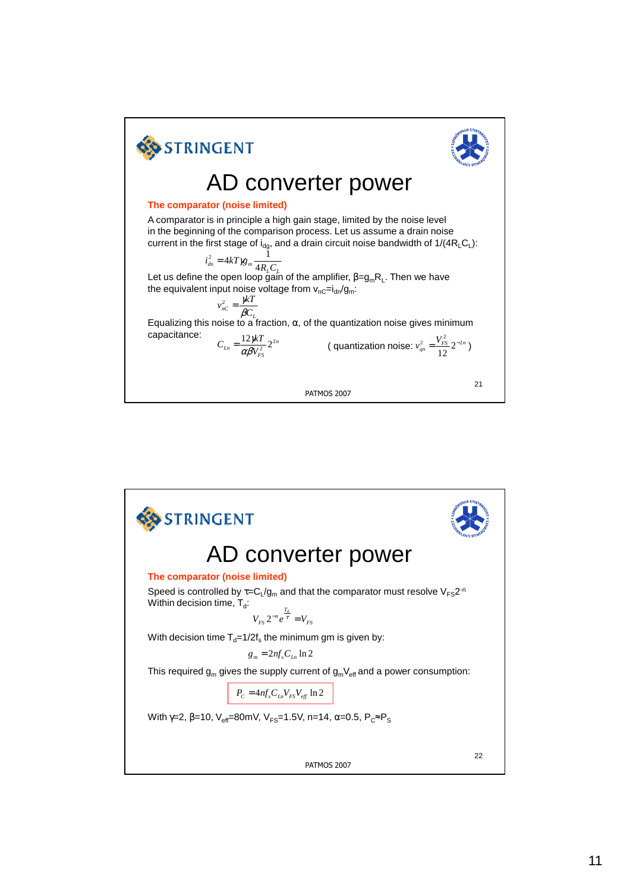# AD converter power

**The comparator (noise limited)**

A comparator is in principle a high gain stage, limited by the noise level in the beginning of the comparison process. Let us assume a drain noise current in the first stage of $i_{dg}$, and a drain circuit noise bandwidth of $1/(4R_L C_L)$:

$$i_{dn}^2 = 4kT\gamma g_m \frac{1}{4R_L C_L}$$

Let us define the open loop gain of the amplifier, $\beta = g_m R_L$. Then we have the equivalent input noise voltage from $v_{nC} = i_{dn}/g_m$:

$$v_{nC}^2 = \frac{\gamma kT}{\beta C_L}$$

Equalizing this noise to a fraction, $\alpha$, of the quantization noise gives minimum capacitance:

$$C_{Ln} = \frac{12\gamma kT}{\alpha\beta V_{FS}^2} 2^{2n} \qquad \text{( quantization noise: } v_{qn}^2 = \frac{V_{FS}^2}{12} 2^{-2n} \text{ )}$$

# AD converter power

**The comparator (noise limited)**

Speed is controlled by $\tau = C_L/g_m$ and that the comparator must resolve $V_{FS}2^{-n}$ Within decision time, $T_d$:

$$V_{FS} 2^{-n} e^{\frac{T_d}{\tau}} = V_{FS}$$

With decision time $T_d = 1/2f_s$ the minimum gm is given by:

$$g_m = 2nf_s C_{Ln} \ln 2$$

This required $g_m$ gives the supply current of $g_m V_{eff}$ and a power consumption:

$$P_C = 4nf_s C_{Ln} V_{FS} V_{eff} \ln 2$$

With $\gamma = 2$, $\beta = 10$, $V_{eff} = 80$mV, $V_{FS} = 1.5$V, $n = 14$, $\alpha = 0.5$, $P_C \approx P_S$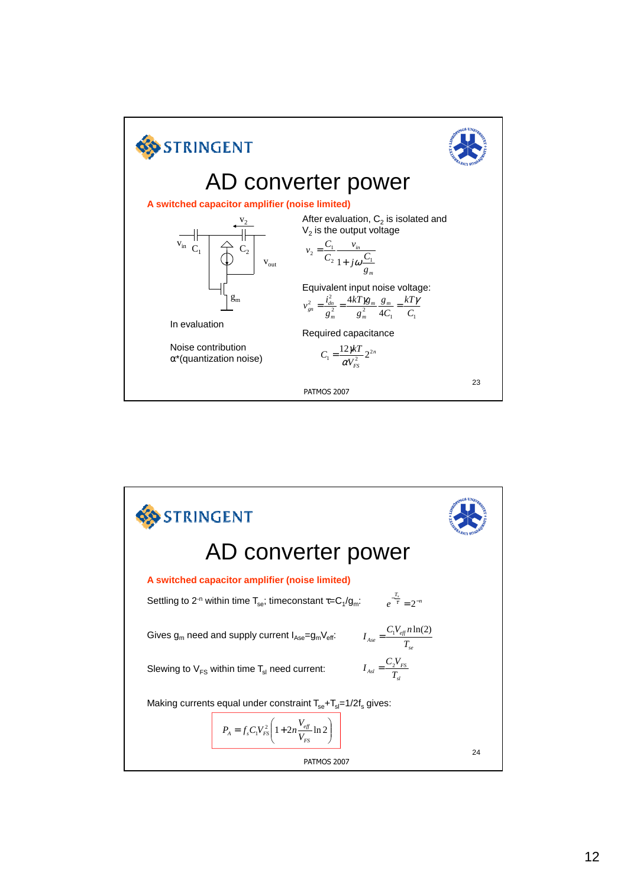# AD converter power

**A switched capacitor amplifier (noise limited)**

$v_{in}$ $C_1$ $v_2$ $C_2$ $v_{out}$ $g_m$

In evaluation

Noise contribution α*(quantization noise)

After evaluation, $C_2$ is isolated and $V_2$ is the output voltage

$$v_2 = \frac{C_1}{C_2} \frac{v_{in}}{1 + j\omega \frac{C_1}{g_m}}$$

Equivalent input noise voltage:

$$v_{gn}^2 = \frac{i_{dn}^2}{g_m^2} = \frac{4kT\gamma g_m}{g_m^2} \frac{g_m}{4C_1} = \frac{kT\gamma}{C_1}$$

Required capacitance

$$C_1 = \frac{12\gamma kT}{\alpha V_{FS}^2} 2^{2n}$$

PATMOS 2007

# AD converter power

**A switched capacitor amplifier (noise limited)**

Settling to $2^{-n}$ within time $T_{se}$; timeconstant $\tau$=$C_1/g_m$:

$$e^{-\frac{T_s}{\tau}} = 2^{-n}$$

Gives $g_m$ need and supply current $I_{Ase}$=$g_m V_{eff}$:

$$I_{Ase} = \frac{C_1 V_{eff} n \ln(2)}{T_{se}}$$

Slewing to $V_{FS}$ within time $T_{sl}$ need current:

$$I_{Asl} = \frac{C_2 V_{FS}}{T_{sl}}$$

Making currents equal under constraint $T_{se}$+$T_{sl}$=1/2$f_s$ gives:

$$P_A = f_s C_1 V_{FS}^2 \left(1 + 2n \frac{V_{eff}}{V_{FS}} \ln 2\right)$$

PATMOS 2007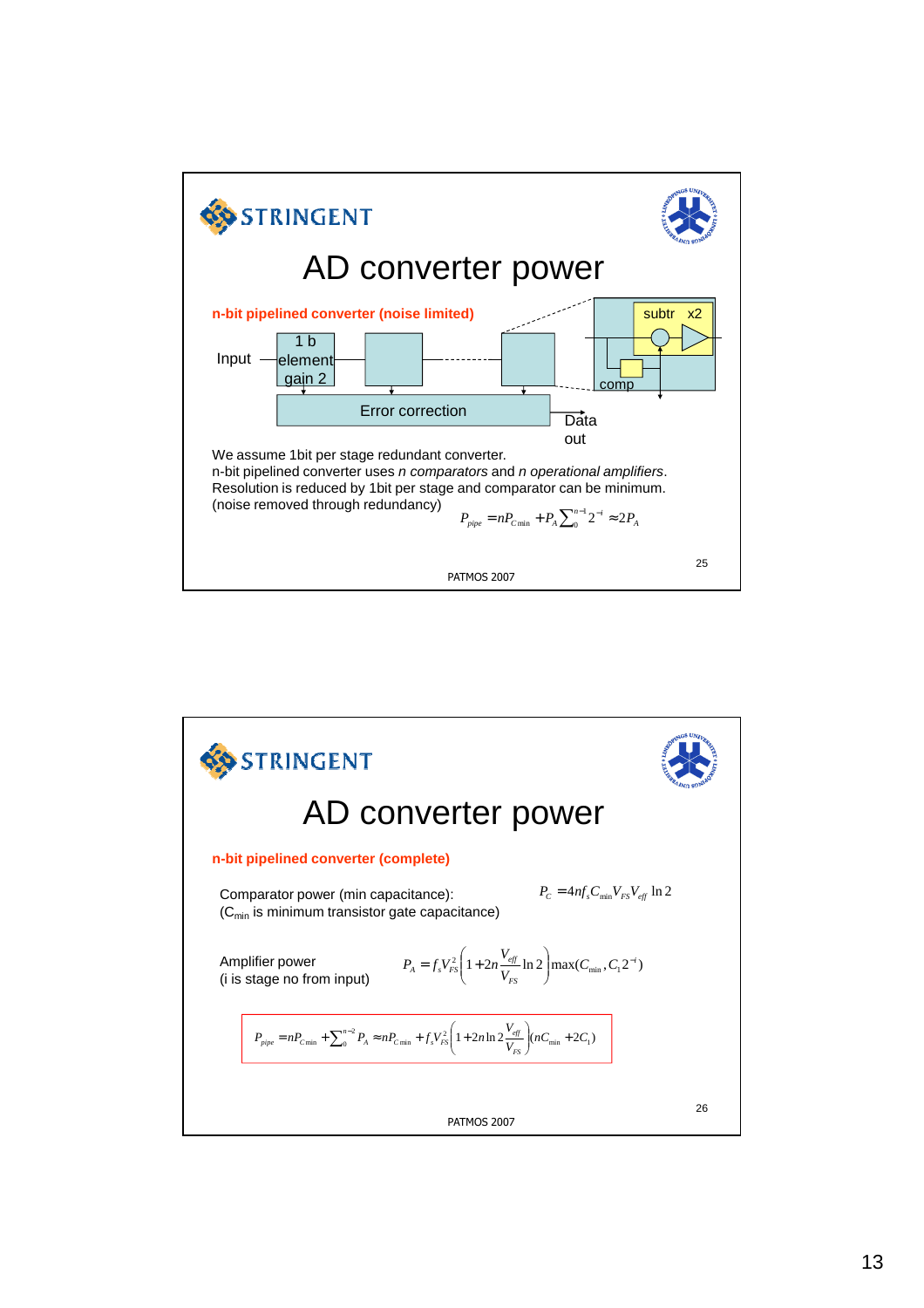# AD converter power

**n-bit pipelined converter (noise limited)**

Input — 1 b element gain 2 — ... — Error correction — Data out

subtr x2, comp

We assume 1bit per stage redundant converter.
n-bit pipelined converter uses *n comparators* and *n operational amplifiers*.
Resolution is reduced by 1bit per stage and comparator can be minimum.
(noise removed through redundancy)

$$P_{pipe} = nP_{C\min} + P_A \sum_0^{n-1} 2^{-i} \approx 2P_A$$

PATMOS 2007

# AD converter power

**n-bit pipelined converter (complete)**

Comparator power (min capacitance):
($C_{min}$ is minimum transistor gate capacitance)

$$P_C = 4nf_s C_{\min} V_{FS} V_{eff} \ln 2$$

Amplifier power
(i is stage no from input)

$$P_A = f_s V_{FS}^2 \left(1 + 2n\frac{V_{eff}}{V_{FS}} \ln 2\right) \max(C_{\min}, C_1 2^{-i})$$

$$P_{pipe} = nP_{C\min} + \sum_0^{n-2} P_A \approx nP_{C\min} + f_s V_{FS}^2 \left(1 + 2n \ln 2 \frac{V_{eff}}{V_{FS}}\right)(nC_{\min} + 2C_1)$$

PATMOS 2007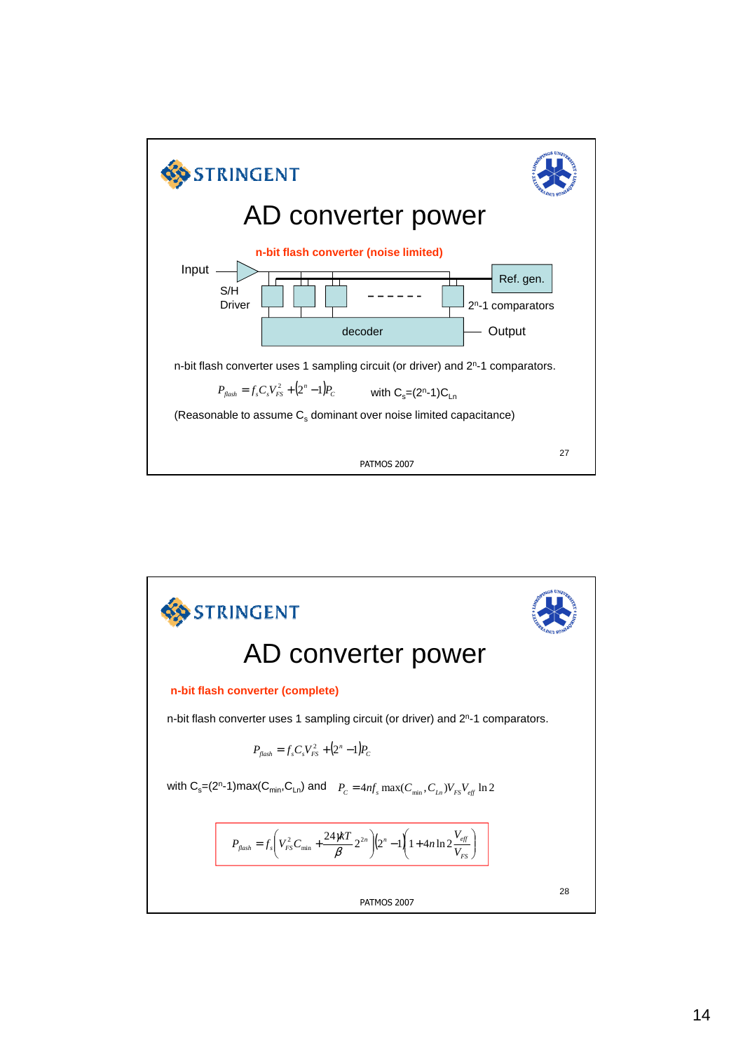# AD converter power

**n-bit flash converter (noise limited)**

Input — S/H Driver — Ref. gen. — $2^n$-1 comparators — decoder — Output

n-bit flash converter uses 1 sampling circuit (or driver) and $2^n$-1 comparators.

$$P_{flash} = f_s C_s V_{FS}^2 + (2^n - 1)P_C \qquad \text{with } C_s = (2^n - 1)C_{Ln}$$

(Reasonable to assume $C_s$ dominant over noise limited capacitance)

PATMOS 2007

# AD converter power

**n-bit flash converter (complete)**

n-bit flash converter uses 1 sampling circuit (or driver) and $2^n$-1 comparators.

$$P_{flash} = f_s C_s V_{FS}^2 + (2^n - 1)P_C$$

with $C_s = (2^n - 1)\max(C_{min}, C_{Ln})$ and $P_C = 4nf_s \max(C_{min}, C_{Ln}) V_{FS} V_{eff} \ln 2$

$$P_{flash} = f_s\left(V_{FS}^2 C_{min} + \frac{24\gamma kT}{\beta} 2^{2n}\right)\left(2^n - 1\right)\left(1 + 4n \ln 2 \frac{V_{eff}}{V_{FS}}\right)$$

PATMOS 2007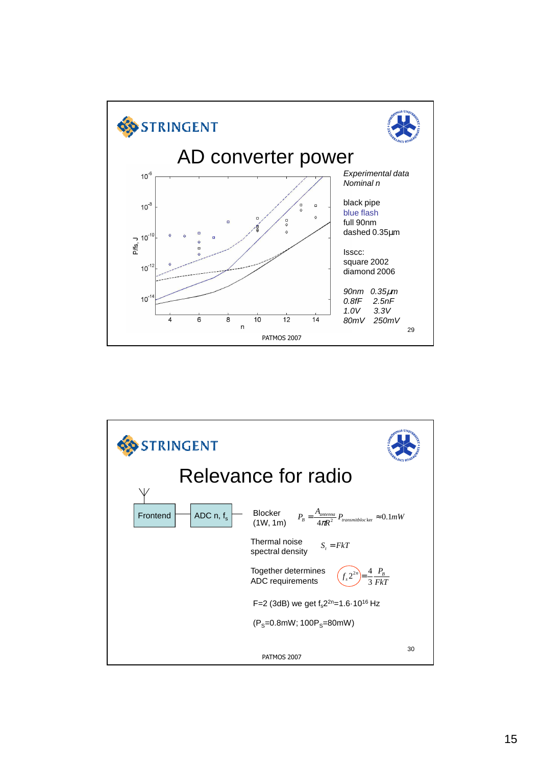# AD converter power

*Experimental data*
*Nominal n*

black pipe
blue flash
full 90nm
dashed 0.35µm

Isscc:
square 2002
diamond 2006

| *90nm* | *0.35µm* |
|---|---|
| *0.8fF* | *2.5nF* |
| *1.0V* | *3.3V* |
| *80mV* | *250mV* |

# Relevance for radio

Frontend — ADC n, $f_s$

Blocker (1W, 1m): $P_B = \frac{A_{antenna}}{4\pi R^2} P_{transmitblocker} \approx 0.1mW$

Thermal noise spectral density: $S_t = FkT$

Together determines ADC requirements: $f_s 2^{2n} = \frac{4}{3}\frac{P_B}{FkT}$

F=2 (3dB) we get $f_s 2^{2n} = 1.6 \cdot 10^{16}$ Hz

($P_S$=0.8mW; $100P_S$=80mW)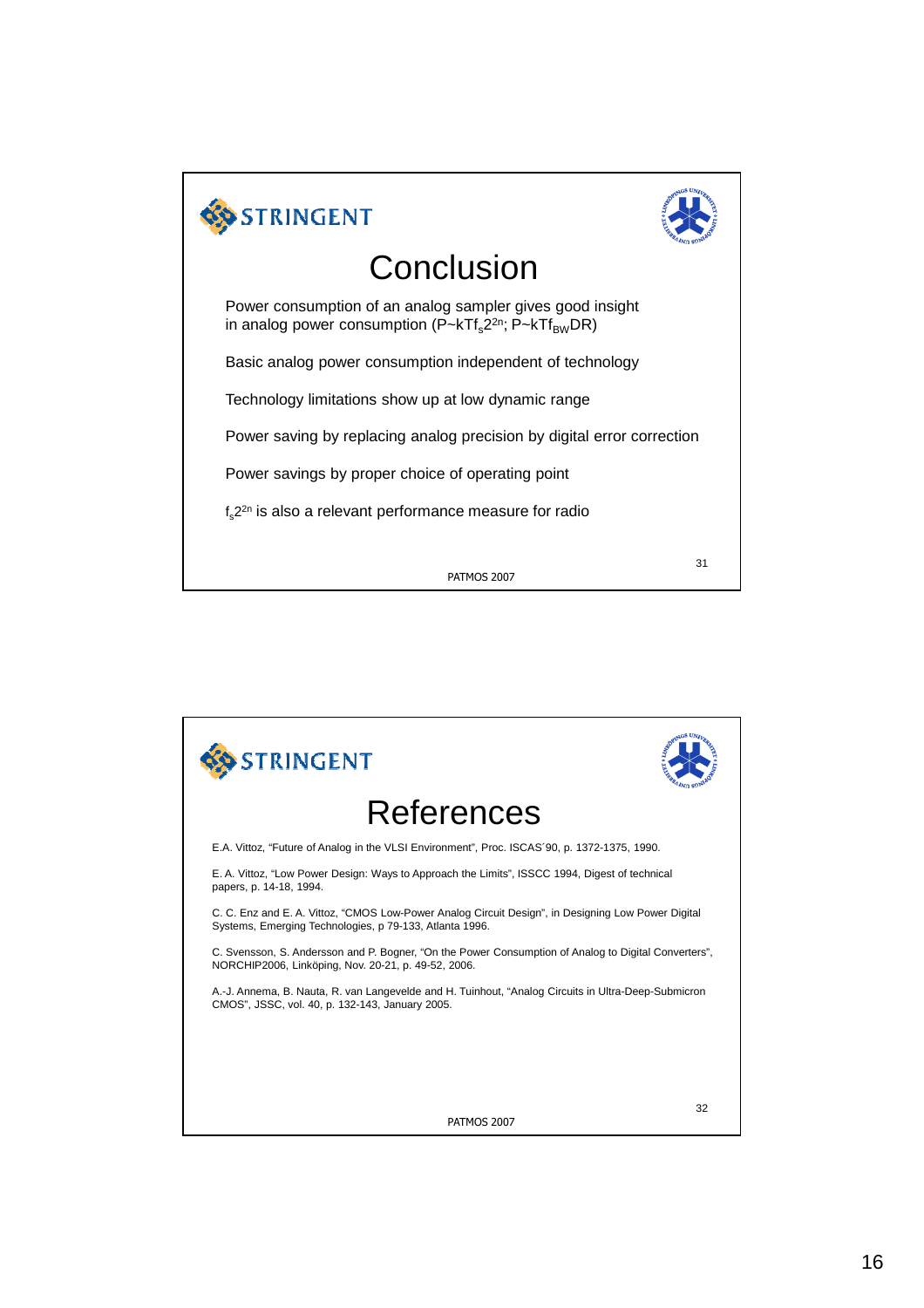# Conclusion

Power consumption of an analog sampler gives good insight in analog power consumption ($P \sim kTf_s 2^{2n}$; $P \sim kTf_{BW} DR$)

Basic analog power consumption independent of technology

Technology limitations show up at low dynamic range

Power saving by replacing analog precision by digital error correction

Power savings by proper choice of operating point

$f_s 2^{2n}$ is also a relevant performance measure for radio

# References

E.A. Vittoz, "Future of Analog in the VLSI Environment", Proc. ISCAS´90, p. 1372-1375, 1990.

E. A. Vittoz, "Low Power Design: Ways to Approach the Limits", ISSCC 1994, Digest of technical papers, p. 14-18, 1994.

C. C. Enz and E. A. Vittoz, "CMOS Low-Power Analog Circuit Design", in Designing Low Power Digital Systems, Emerging Technologies, p 79-133, Atlanta 1996.

C. Svensson, S. Andersson and P. Bogner, "On the Power Consumption of Analog to Digital Converters", NORCHIP2006, Linköping, Nov. 20-21, p. 49-52, 2006.

A.-J. Annema, B. Nauta, R. van Langevelde and H. Tuinhout, "Analog Circuits in Ultra-Deep-Submicron CMOS", JSSC, vol. 40, p. 132-143, January 2005.